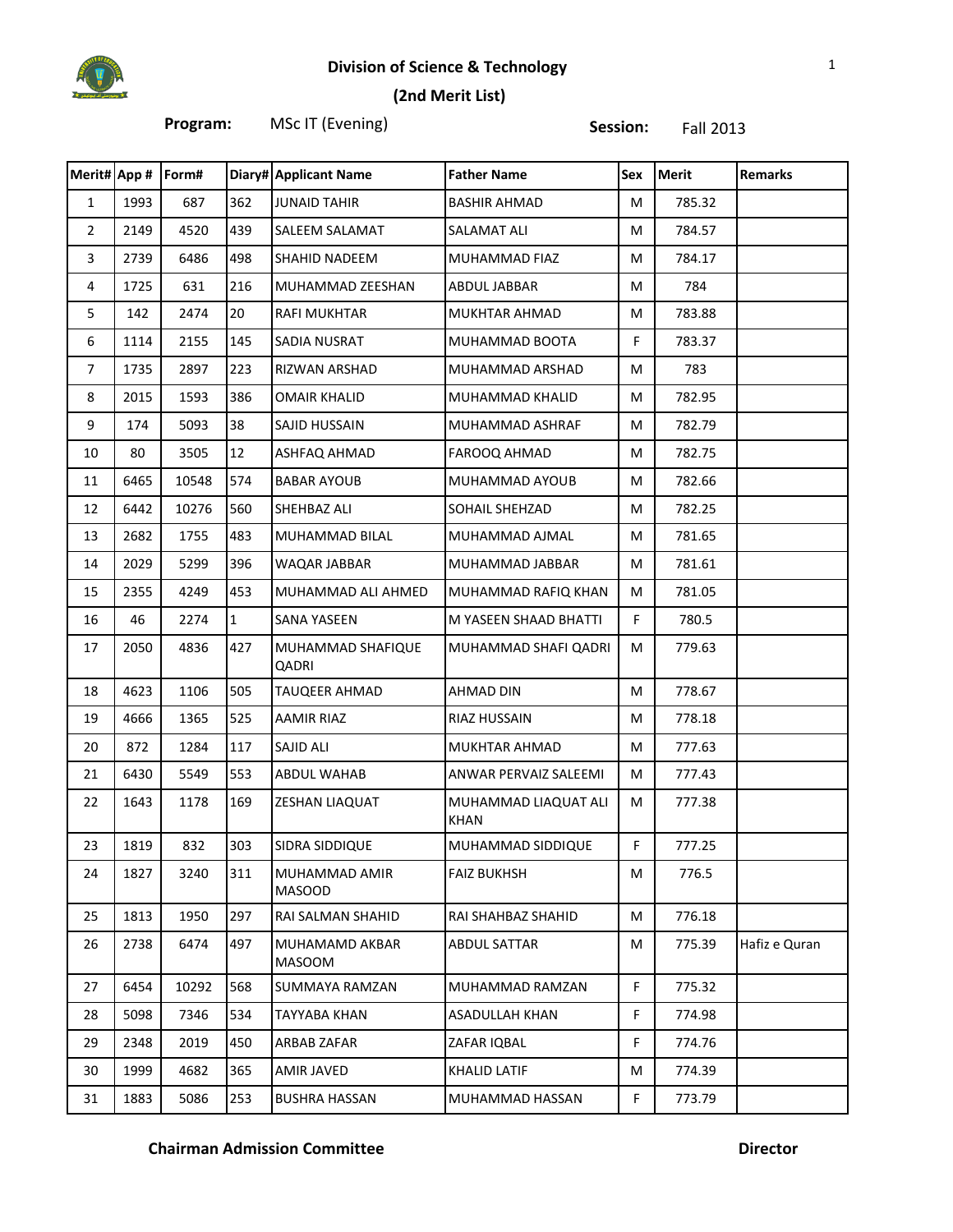# Division of Science & Technology

## (2nd Merit List)

**Program:** MSc IT (Evening) **Session:** Fall 2013

| Merit# | App # | Form# | Diary# | Applicant Name | Father Name | Sex | Merit | Remarks |
|---|---|---|---|---|---|---|---|---|
| 1 | 1993 | 687 | 362 | JUNAID TAHIR | BASHIR AHMAD | M | 785.32 | |
| 2 | 2149 | 4520 | 439 | SALEEM SALAMAT | SALAMAT ALI | M | 784.57 | |
| 3 | 2739 | 6486 | 498 | SHAHID NADEEM | MUHAMMAD FIAZ | M | 784.17 | |
| 4 | 1725 | 631 | 216 | MUHAMMAD ZEESHAN | ABDUL JABBAR | M | 784 | |
| 5 | 142 | 2474 | 20 | RAFI MUKHTAR | MUKHTAR AHMAD | M | 783.88 | |
| 6 | 1114 | 2155 | 145 | SADIA NUSRAT | MUHAMMAD BOOTA | F | 783.37 | |
| 7 | 1735 | 2897 | 223 | RIZWAN ARSHAD | MUHAMMAD ARSHAD | M | 783 | |
| 8 | 2015 | 1593 | 386 | OMAIR KHALID | MUHAMMAD KHALID | M | 782.95 | |
| 9 | 174 | 5093 | 38 | SAJID HUSSAIN | MUHAMMAD ASHRAF | M | 782.79 | |
| 10 | 80 | 3505 | 12 | ASHFAQ AHMAD | FAROOQ AHMAD | M | 782.75 | |
| 11 | 6465 | 10548 | 574 | BABAR AYOUB | MUHAMMAD AYOUB | M | 782.66 | |
| 12 | 6442 | 10276 | 560 | SHEHBAZ ALI | SOHAIL SHEHZAD | M | 782.25 | |
| 13 | 2682 | 1755 | 483 | MUHAMMAD BILAL | MUHAMMAD AJMAL | M | 781.65 | |
| 14 | 2029 | 5299 | 396 | WAQAR JABBAR | MUHAMMAD JABBAR | M | 781.61 | |
| 15 | 2355 | 4249 | 453 | MUHAMMAD ALI AHMED | MUHAMMAD RAFIQ KHAN | M | 781.05 | |
| 16 | 46 | 2274 | 1 | SANA YASEEN | M YASEEN SHAAD BHATTI | F | 780.5 | |
| 17 | 2050 | 4836 | 427 | MUHAMMAD SHAFIQUE QADRI | MUHAMMAD SHAFI QADRI | M | 779.63 | |
| 18 | 4623 | 1106 | 505 | TAUQEER AHMAD | AHMAD DIN | M | 778.67 | |
| 19 | 4666 | 1365 | 525 | AAMIR RIAZ | RIAZ HUSSAIN | M | 778.18 | |
| 20 | 872 | 1284 | 117 | SAJID ALI | MUKHTAR AHMAD | M | 777.63 | |
| 21 | 6430 | 5549 | 553 | ABDUL WAHAB | ANWAR PERVAIZ SALEEMI | M | 777.43 | |
| 22 | 1643 | 1178 | 169 | ZESHAN LIAQUAT | MUHAMMAD LIAQUAT ALI KHAN | M | 777.38 | |
| 23 | 1819 | 832 | 303 | SIDRA SIDDIQUE | MUHAMMAD SIDDIQUE | F | 777.25 | |
| 24 | 1827 | 3240 | 311 | MUHAMMAD AMIR MASOOD | FAIZ BUKHSH | M | 776.5 | |
| 25 | 1813 | 1950 | 297 | RAI SALMAN SHAHID | RAI SHAHBAZ SHAHID | M | 776.18 | |
| 26 | 2738 | 6474 | 497 | MUHAMAMD AKBAR MASOOM | ABDUL SATTAR | M | 775.39 | Hafiz e Quran |
| 27 | 6454 | 10292 | 568 | SUMMAYA RAMZAN | MUHAMMAD RAMZAN | F | 775.32 | |
| 28 | 5098 | 7346 | 534 | TAYYABA KHAN | ASADULLAH KHAN | F | 774.98 | |
| 29 | 2348 | 2019 | 450 | ARBAB ZAFAR | ZAFAR IQBAL | F | 774.76 | |
| 30 | 1999 | 4682 | 365 | AMIR JAVED | KHALID LATIF | M | 774.39 | |
| 31 | 1883 | 5086 | 253 | BUSHRA HASSAN | MUHAMMAD HASSAN | F | 773.79 | |

**Chairman Admission Committee** **Director**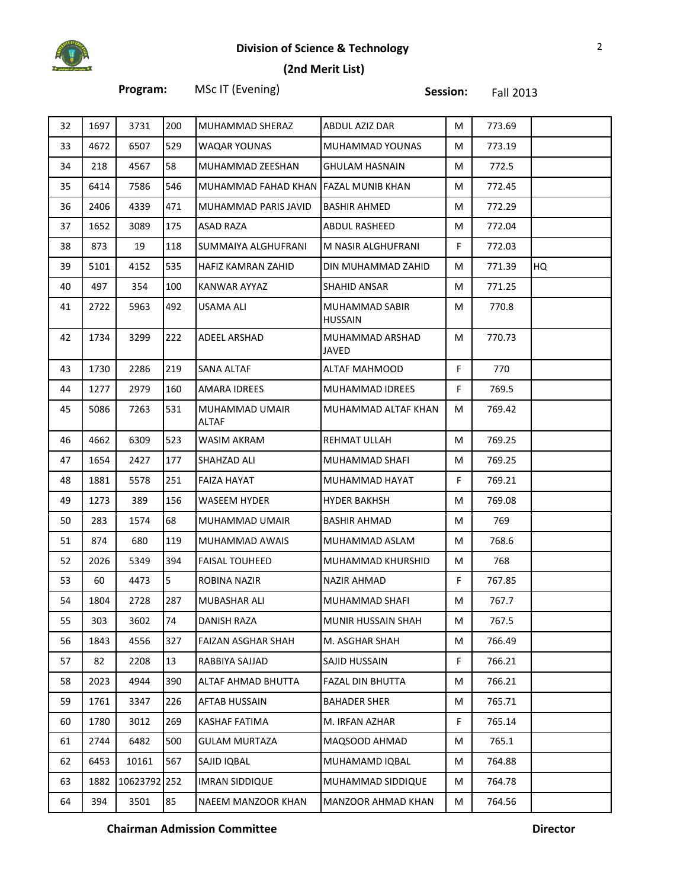## Division of Science & Technology

### (2nd Merit List)

**Program:** MSc IT (Evening) **Session:** Fall 2013

| | | | | | | | | |
|---|---|---|---|---|---|---|---|---|
| 32 | 1697 | 3731 | 200 | MUHAMMAD SHERAZ | ABDUL AZIZ DAR | M | 773.69 | |
| 33 | 4672 | 6507 | 529 | WAQAR YOUNAS | MUHAMMAD YOUNAS | M | 773.19 | |
| 34 | 218 | 4567 | 58 | MUHAMMAD ZEESHAN | GHULAM HASNAIN | M | 772.5 | |
| 35 | 6414 | 7586 | 546 | MUHAMMAD FAHAD KHAN | FAZAL MUNIB KHAN | M | 772.45 | |
| 36 | 2406 | 4339 | 471 | MUHAMMAD PARIS JAVID | BASHIR AHMED | M | 772.29 | |
| 37 | 1652 | 3089 | 175 | ASAD RAZA | ABDUL RASHEED | M | 772.04 | |
| 38 | 873 | 19 | 118 | SUMMAIYA ALGHUFRANI | M NASIR ALGHUFRANI | F | 772.03 | |
| 39 | 5101 | 4152 | 535 | HAFIZ KAMRAN ZAHID | DIN MUHAMMAD ZAHID | M | 771.39 | HQ |
| 40 | 497 | 354 | 100 | KANWAR AYYAZ | SHAHID ANSAR | M | 771.25 | |
| 41 | 2722 | 5963 | 492 | USAMA ALI | MUHAMMAD SABIR HUSSAIN | M | 770.8 | |
| 42 | 1734 | 3299 | 222 | ADEEL ARSHAD | MUHAMMAD ARSHAD JAVED | M | 770.73 | |
| 43 | 1730 | 2286 | 219 | SANA ALTAF | ALTAF MAHMOOD | F | 770 | |
| 44 | 1277 | 2979 | 160 | AMARA IDREES | MUHAMMAD IDREES | F | 769.5 | |
| 45 | 5086 | 7263 | 531 | MUHAMMAD UMAIR ALTAF | MUHAMMAD ALTAF KHAN | M | 769.42 | |
| 46 | 4662 | 6309 | 523 | WASIM AKRAM | REHMAT ULLAH | M | 769.25 | |
| 47 | 1654 | 2427 | 177 | SHAHZAD ALI | MUHAMMAD SHAFI | M | 769.25 | |
| 48 | 1881 | 5578 | 251 | FAIZA HAYAT | MUHAMMAD HAYAT | F | 769.21 | |
| 49 | 1273 | 389 | 156 | WASEEM HYDER | HYDER BAKHSH | M | 769.08 | |
| 50 | 283 | 1574 | 68 | MUHAMMAD UMAIR | BASHIR AHMAD | M | 769 | |
| 51 | 874 | 680 | 119 | MUHAMMAD AWAIS | MUHAMMAD ASLAM | M | 768.6 | |
| 52 | 2026 | 5349 | 394 | FAISAL TOUHEED | MUHAMMAD KHURSHID | M | 768 | |
| 53 | 60 | 4473 | 5 | ROBINA NAZIR | NAZIR AHMAD | F | 767.85 | |
| 54 | 1804 | 2728 | 287 | MUBASHAR ALI | MUHAMMAD SHAFI | M | 767.7 | |
| 55 | 303 | 3602 | 74 | DANISH RAZA | MUNIR HUSSAIN SHAH | M | 767.5 | |
| 56 | 1843 | 4556 | 327 | FAIZAN ASGHAR SHAH | M. ASGHAR SHAH | M | 766.49 | |
| 57 | 82 | 2208 | 13 | RABBIYA SAJJAD | SAJID HUSSAIN | F | 766.21 | |
| 58 | 2023 | 4944 | 390 | ALTAF AHMAD BHUTTA | FAZAL DIN BHUTTA | M | 766.21 | |
| 59 | 1761 | 3347 | 226 | AFTAB HUSSAIN | BAHADER SHER | M | 765.71 | |
| 60 | 1780 | 3012 | 269 | KASHAF FATIMA | M. IRFAN AZHAR | F | 765.14 | |
| 61 | 2744 | 6482 | 500 | GULAM MURTAZA | MAQSOOD AHMAD | M | 765.1 | |
| 62 | 6453 | 10161 | 567 | SAJID IQBAL | MUHAMAMD IQBAL | M | 764.88 | |
| 63 | 1882 | 10623792 | 252 | IMRAN SIDDIQUE | MUHAMMAD SIDDIQUE | M | 764.78 | |
| 64 | 394 | 3501 | 85 | NAEEM MANZOOR KHAN | MANZOOR AHMAD KHAN | M | 764.56 | |

**Chairman Admission Committee** **Director**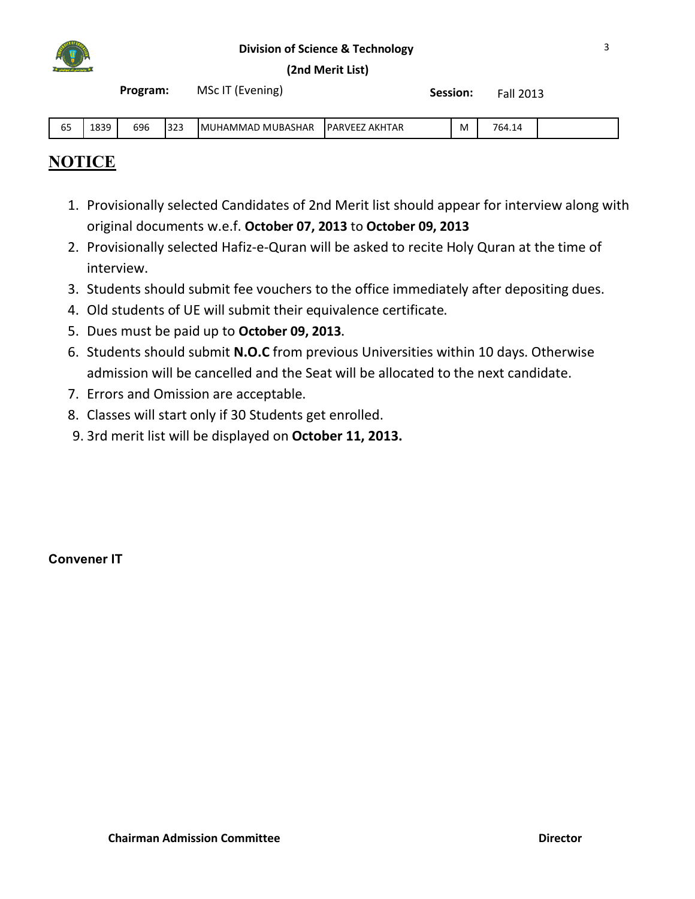**Division of Science & Technology**

**(2nd Merit List)**

**Program:** MSc IT (Evening) **Session:** Fall 2013

| | | | | | | | | |
|---|---|---|---|---|---|---|---|---|
| 65 | 1839 | 696 | 323 | MUHAMMAD MUBASHAR | PARVEEZ AKHTAR | M | 764.14 | |

## NOTICE

1. Provisionally selected Candidates of 2nd Merit list should appear for interview along with original documents w.e.f. **October 07, 2013** to **October 09, 2013**
2. Provisionally selected Hafiz-e-Quran will be asked to recite Holy Quran at the time of interview.
3. Students should submit fee vouchers to the office immediately after depositing dues.
4. Old students of UE will submit their equivalence certificate.
5. Dues must be paid up to **October 09, 2013**.
6. Students should submit **N.O.C** from previous Universities within 10 days. Otherwise admission will be cancelled and the Seat will be allocated to the next candidate.
7. Errors and Omission are acceptable.
8. Classes will start only if 30 Students get enrolled.
9. 3rd merit list will be displayed on **October 11, 2013.**

**Convener IT**

**Chairman Admission Committee** **Director**